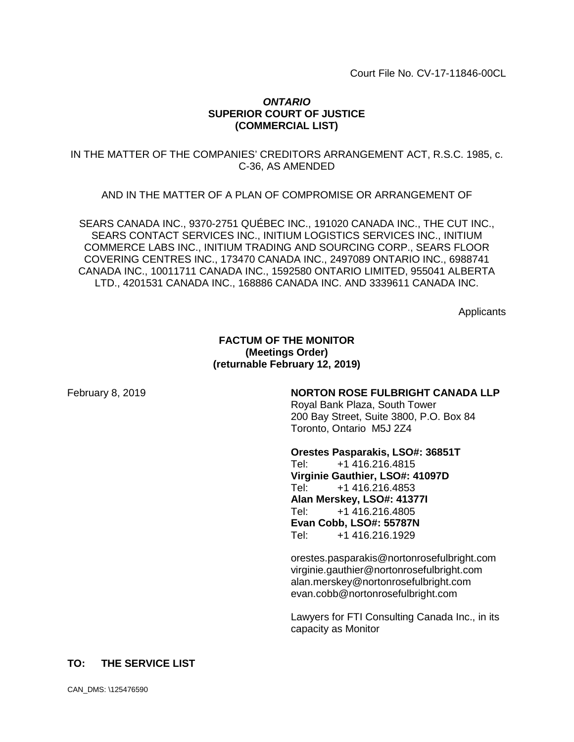Court File No. CV-17-11846-00CL

***ONTARIO***
**SUPERIOR COURT OF JUSTICE**
**(COMMERCIAL LIST)**

IN THE MATTER OF THE COMPANIES' CREDITORS ARRANGEMENT ACT, R.S.C. 1985, c. C-36, AS AMENDED

AND IN THE MATTER OF A PLAN OF COMPROMISE OR ARRANGEMENT OF

SEARS CANADA INC., 9370-2751 QUÉBEC INC., 191020 CANADA INC., THE CUT INC., SEARS CONTACT SERVICES INC., INITIUM LOGISTICS SERVICES INC., INITIUM COMMERCE LABS INC., INITIUM TRADING AND SOURCING CORP., SEARS FLOOR COVERING CENTRES INC., 173470 CANADA INC., 2497089 ONTARIO INC., 6988741 CANADA INC., 10011711 CANADA INC., 1592580 ONTARIO LIMITED, 955041 ALBERTA LTD., 4201531 CANADA INC., 168886 CANADA INC. AND 3339611 CANADA INC.

Applicants

**FACTUM OF THE MONITOR**
**(Meetings Order)**
**(returnable February 12, 2019)**

February 8, 2019

**NORTON ROSE FULBRIGHT CANADA LLP**
Royal Bank Plaza, South Tower
200 Bay Street, Suite 3800, P.O. Box 84
Toronto, Ontario M5J 2Z4

**Orestes Pasparakis, LSO#: 36851T**
Tel: +1 416.216.4815
**Virginie Gauthier, LSO#: 41097D**
Tel: +1 416.216.4853
**Alan Merskey, LSO#: 41377I**
Tel: +1 416.216.4805
**Evan Cobb, LSO#: 55787N**
Tel: +1 416.216.1929

orestes.pasparakis@nortonrosefulbright.com
virginie.gauthier@nortonrosefulbright.com
alan.merskey@nortonrosefulbright.com
evan.cobb@nortonrosefulbright.com

Lawyers for FTI Consulting Canada Inc., in its capacity as Monitor

**TO: THE SERVICE LIST**

CAN_DMS: \125476590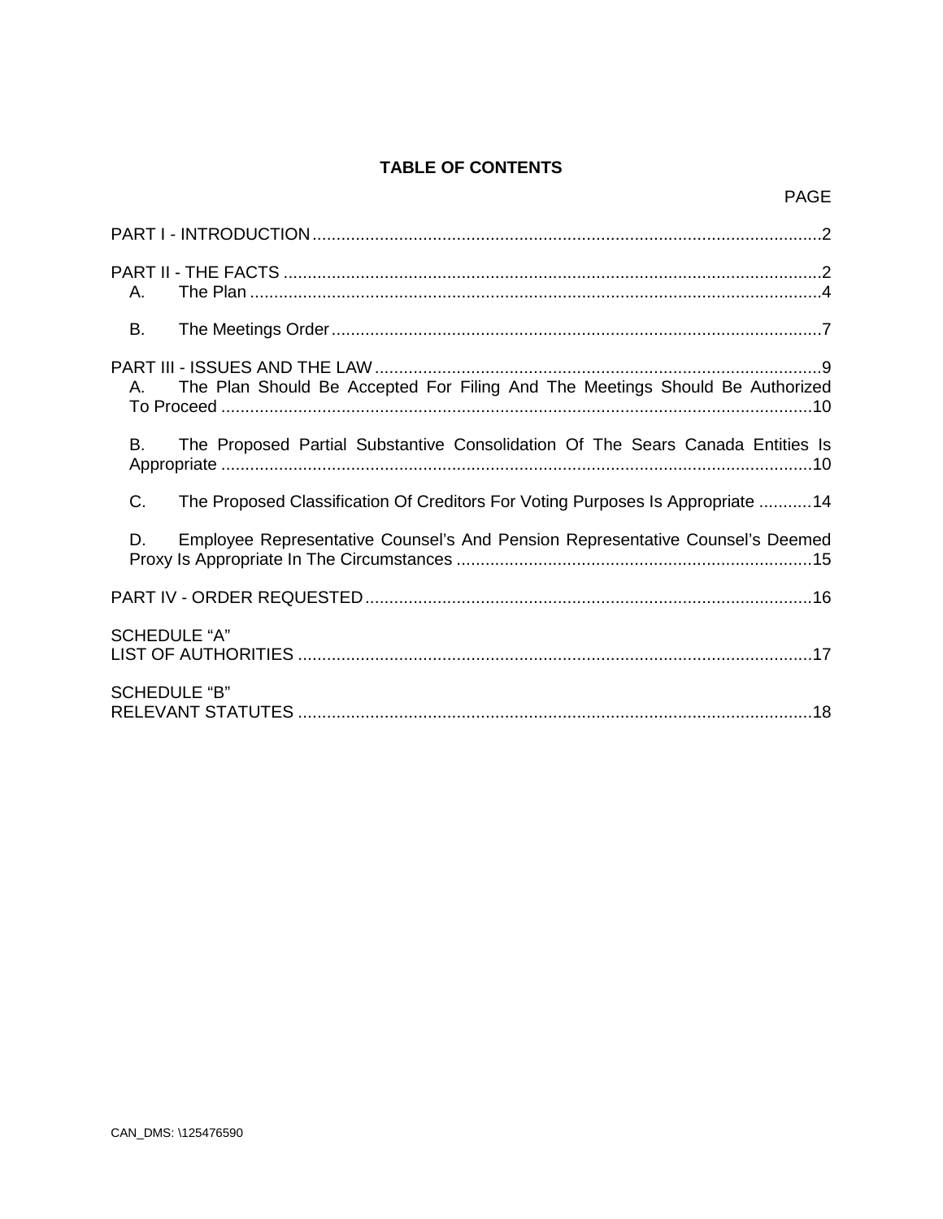**TABLE OF CONTENTS**

| | PAGE |
|---|---|
| PART I - INTRODUCTION | 2 |
| PART II - THE FACTS | 2 |
| A. The Plan | 4 |
| B. The Meetings Order | 7 |
| PART III - ISSUES AND THE LAW | 9 |
| A. The Plan Should Be Accepted For Filing And The Meetings Should Be Authorized To Proceed | 10 |
| B. The Proposed Partial Substantive Consolidation Of The Sears Canada Entities Is Appropriate | 10 |
| C. The Proposed Classification Of Creditors For Voting Purposes Is Appropriate | 14 |
| D. Employee Representative Counsel's And Pension Representative Counsel's Deemed Proxy Is Appropriate In The Circumstances | 15 |
| PART IV - ORDER REQUESTED | 16 |
| SCHEDULE "A" LIST OF AUTHORITIES | 17 |
| SCHEDULE "B" RELEVANT STATUTES | 18 |

CAN_DMS: \125476590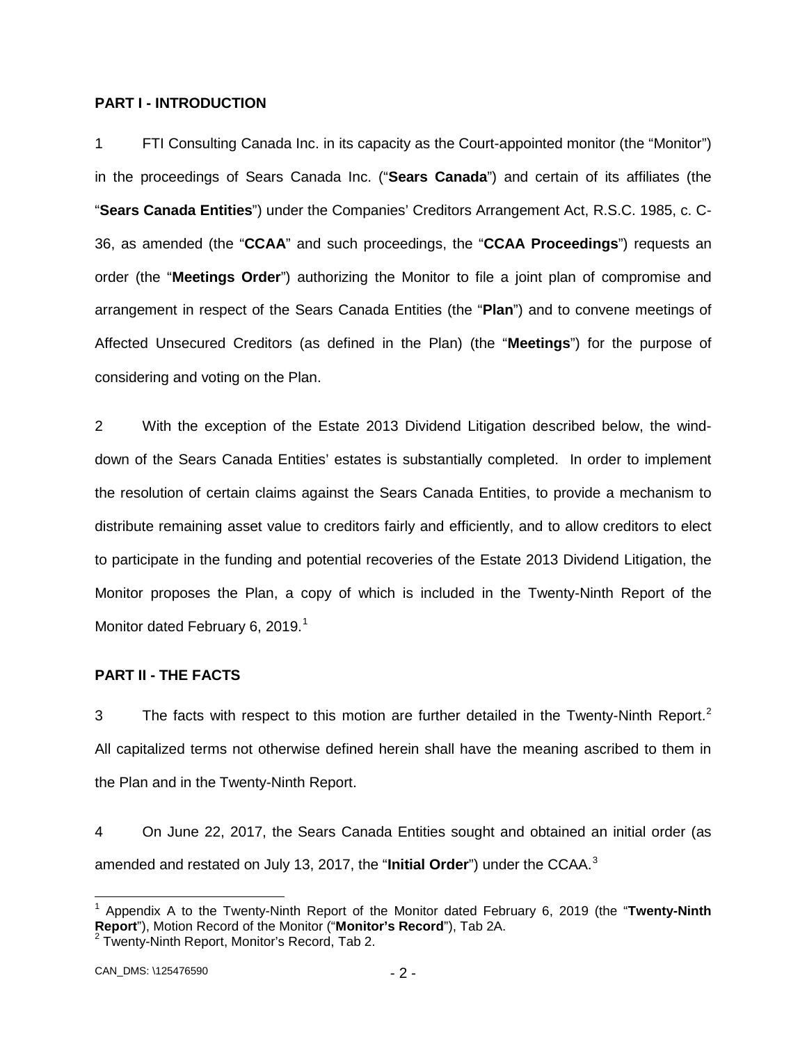## PART I - INTRODUCTION

1 FTI Consulting Canada Inc. in its capacity as the Court-appointed monitor (the "Monitor") in the proceedings of Sears Canada Inc. ("**Sears Canada**") and certain of its affiliates (the "**Sears Canada Entities**") under the Companies' Creditors Arrangement Act, R.S.C. 1985, c. C-36, as amended (the "**CCAA**" and such proceedings, the "**CCAA Proceedings**") requests an order (the "**Meetings Order**") authorizing the Monitor to file a joint plan of compromise and arrangement in respect of the Sears Canada Entities (the "**Plan**") and to convene meetings of Affected Unsecured Creditors (as defined in the Plan) (the "**Meetings**") for the purpose of considering and voting on the Plan.

2 With the exception of the Estate 2013 Dividend Litigation described below, the wind-down of the Sears Canada Entities' estates is substantially completed. In order to implement the resolution of certain claims against the Sears Canada Entities, to provide a mechanism to distribute remaining asset value to creditors fairly and efficiently, and to allow creditors to elect to participate in the funding and potential recoveries of the Estate 2013 Dividend Litigation, the Monitor proposes the Plan, a copy of which is included in the Twenty-Ninth Report of the Monitor dated February 6, 2019.[1]

## PART II - THE FACTS

3 The facts with respect to this motion are further detailed in the Twenty-Ninth Report.[2] All capitalized terms not otherwise defined herein shall have the meaning ascribed to them in the Plan and in the Twenty-Ninth Report.

4 On June 22, 2017, the Sears Canada Entities sought and obtained an initial order (as amended and restated on July 13, 2017, the "**Initial Order**") under the CCAA.[3]

---

[1] Appendix A to the Twenty-Ninth Report of the Monitor dated February 6, 2019 (the "**Twenty-Ninth Report**"), Motion Record of the Monitor ("**Monitor's Record**"), Tab 2A.

[2] Twenty-Ninth Report, Monitor's Record, Tab 2.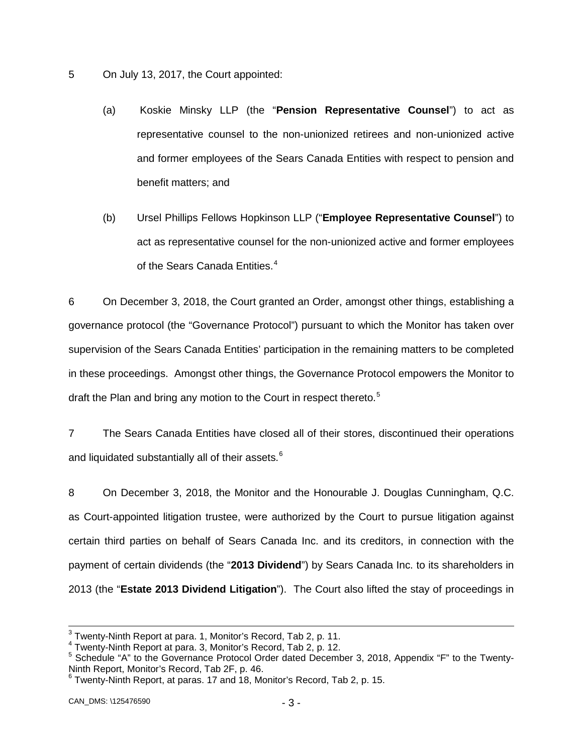5 On July 13, 2017, the Court appointed:

(a) Koskie Minsky LLP (the "**Pension Representative Counsel**") to act as representative counsel to the non-unionized retirees and non-unionized active and former employees of the Sears Canada Entities with respect to pension and benefit matters; and

(b) Ursel Phillips Fellows Hopkinson LLP ("**Employee Representative Counsel**") to act as representative counsel for the non-unionized active and former employees of the Sears Canada Entities.[4]

6 On December 3, 2018, the Court granted an Order, amongst other things, establishing a governance protocol (the "Governance Protocol") pursuant to which the Monitor has taken over supervision of the Sears Canada Entities' participation in the remaining matters to be completed in these proceedings. Amongst other things, the Governance Protocol empowers the Monitor to draft the Plan and bring any motion to the Court in respect thereto.[5]

7 The Sears Canada Entities have closed all of their stores, discontinued their operations and liquidated substantially all of their assets.[6]

8 On December 3, 2018, the Monitor and the Honourable J. Douglas Cunningham, Q.C. as Court-appointed litigation trustee, were authorized by the Court to pursue litigation against certain third parties on behalf of Sears Canada Inc. and its creditors, in connection with the payment of certain dividends (the "**2013 Dividend**") by Sears Canada Inc. to its shareholders in 2013 (the "**Estate 2013 Dividend Litigation**"). The Court also lifted the stay of proceedings in

---

[3] Twenty-Ninth Report at para. 1, Monitor's Record, Tab 2, p. 11.

[4] Twenty-Ninth Report at para. 3, Monitor's Record, Tab 2, p. 12.

[5] Schedule "A" to the Governance Protocol Order dated December 3, 2018, Appendix "F" to the Twenty-Ninth Report, Monitor's Record, Tab 2F, p. 46.

[6] Twenty-Ninth Report, at paras. 17 and 18, Monitor's Record, Tab 2, p. 15.

CAN_DMS: \125476590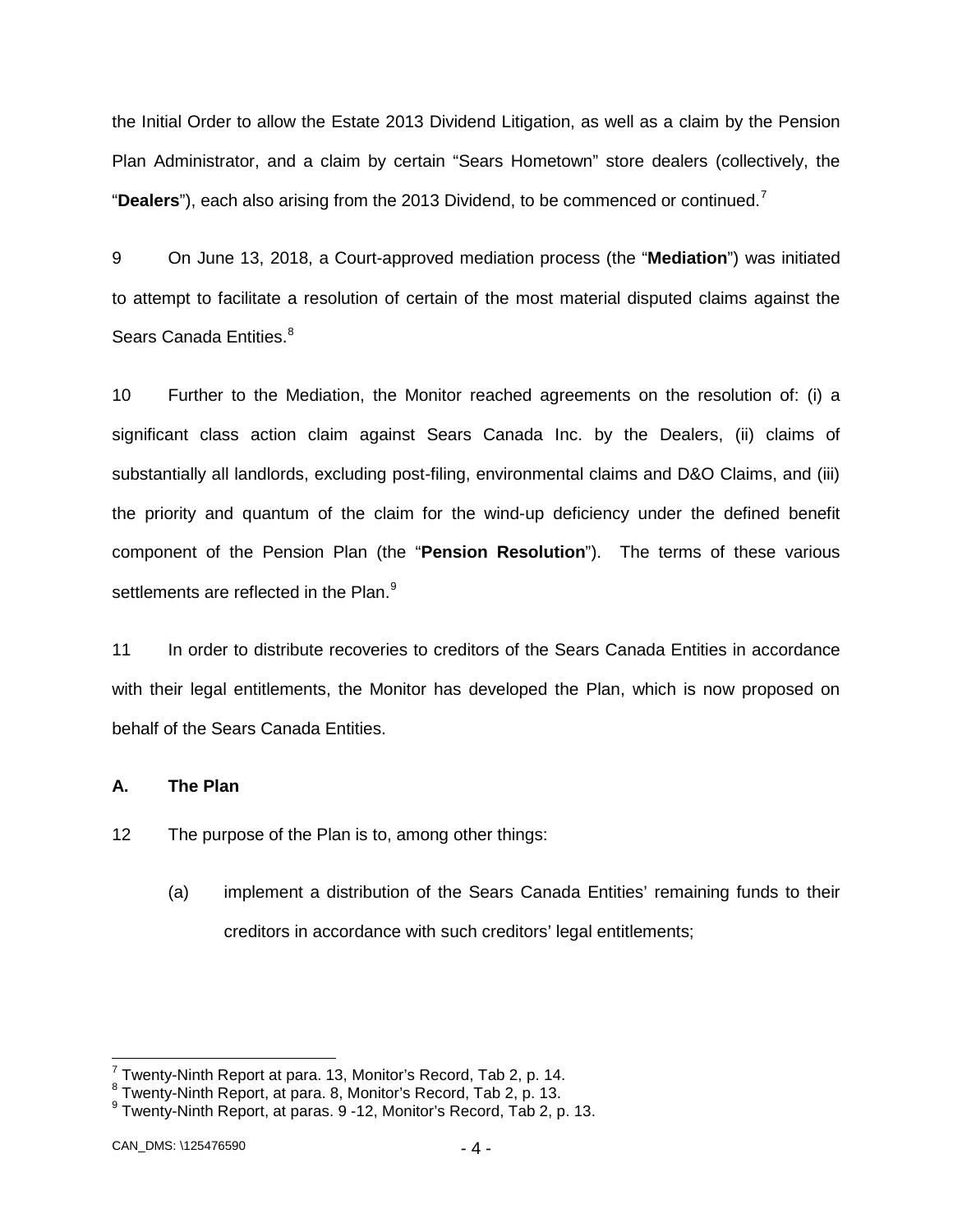the Initial Order to allow the Estate 2013 Dividend Litigation, as well as a claim by the Pension Plan Administrator, and a claim by certain "Sears Hometown" store dealers (collectively, the "**Dealers**"), each also arising from the 2013 Dividend, to be commenced or continued.[7]

9 On June 13, 2018, a Court-approved mediation process (the "**Mediation**") was initiated to attempt to facilitate a resolution of certain of the most material disputed claims against the Sears Canada Entities.[8]

10 Further to the Mediation, the Monitor reached agreements on the resolution of: (i) a significant class action claim against Sears Canada Inc. by the Dealers, (ii) claims of substantially all landlords, excluding post-filing, environmental claims and D&O Claims, and (iii) the priority and quantum of the claim for the wind-up deficiency under the defined benefit component of the Pension Plan (the "**Pension Resolution**"). The terms of these various settlements are reflected in the Plan.[9]

11 In order to distribute recoveries to creditors of the Sears Canada Entities in accordance with their legal entitlements, the Monitor has developed the Plan, which is now proposed on behalf of the Sears Canada Entities.

### A. The Plan

12 The purpose of the Plan is to, among other things:

(a) implement a distribution of the Sears Canada Entities' remaining funds to their creditors in accordance with such creditors' legal entitlements;

---

[7] Twenty-Ninth Report at para. 13, Monitor's Record, Tab 2, p. 14.
[8] Twenty-Ninth Report, at para. 8, Monitor's Record, Tab 2, p. 13.
[9] Twenty-Ninth Report, at paras. 9 -12, Monitor's Record, Tab 2, p. 13.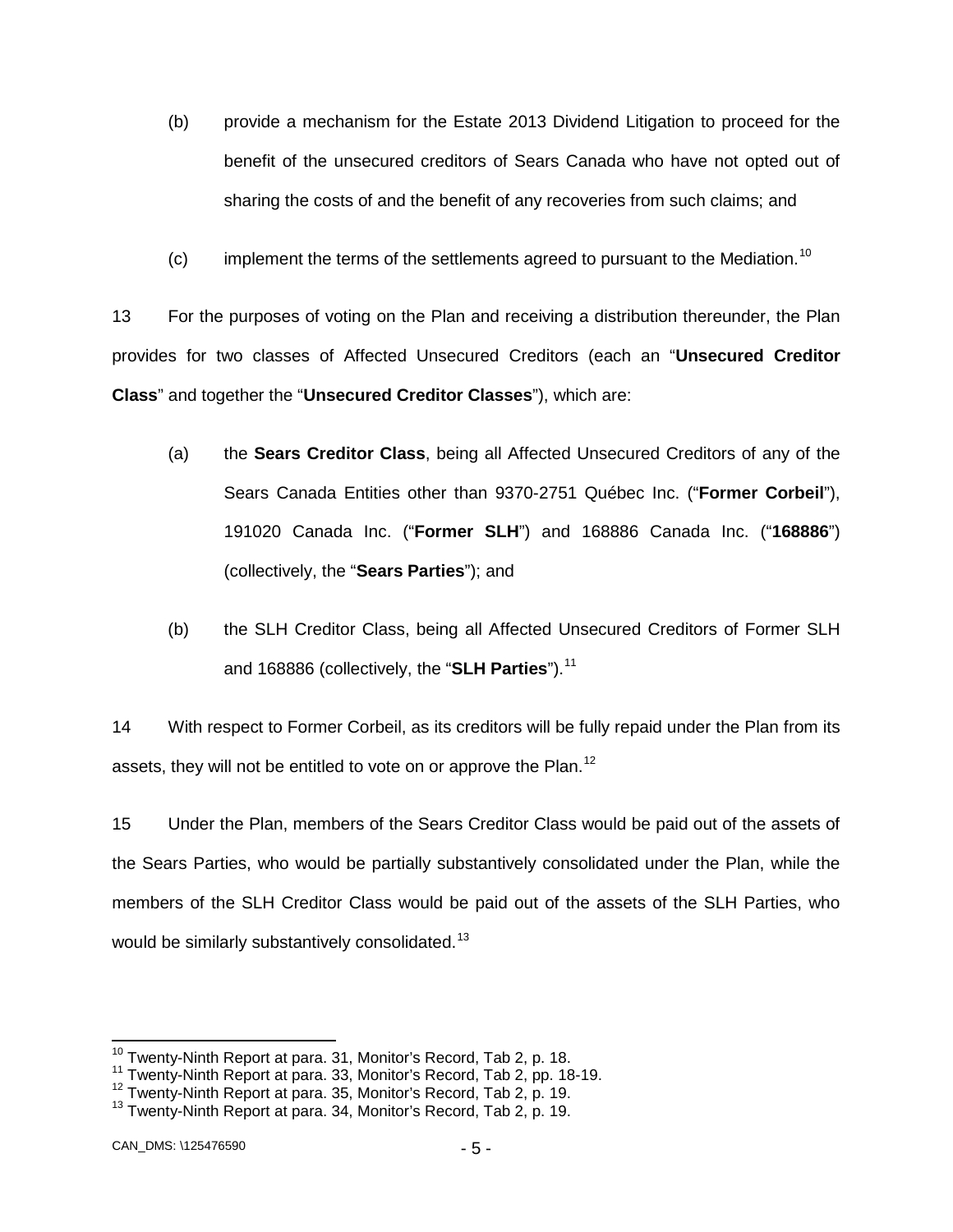(b) provide a mechanism for the Estate 2013 Dividend Litigation to proceed for the benefit of the unsecured creditors of Sears Canada who have not opted out of sharing the costs of and the benefit of any recoveries from such claims; and

(c) implement the terms of the settlements agreed to pursuant to the Mediation.[10]

13 For the purposes of voting on the Plan and receiving a distribution thereunder, the Plan provides for two classes of Affected Unsecured Creditors (each an "**Unsecured Creditor Class**" and together the "**Unsecured Creditor Classes**"), which are:

(a) the **Sears Creditor Class**, being all Affected Unsecured Creditors of any of the Sears Canada Entities other than 9370-2751 Québec Inc. ("**Former Corbeil**"), 191020 Canada Inc. ("**Former SLH**") and 168886 Canada Inc. ("**168886**") (collectively, the "**Sears Parties**"); and

(b) the SLH Creditor Class, being all Affected Unsecured Creditors of Former SLH and 168886 (collectively, the "**SLH Parties**").[11]

14 With respect to Former Corbeil, as its creditors will be fully repaid under the Plan from its assets, they will not be entitled to vote on or approve the Plan.[12]

15 Under the Plan, members of the Sears Creditor Class would be paid out of the assets of the Sears Parties, who would be partially substantively consolidated under the Plan, while the members of the SLH Creditor Class would be paid out of the assets of the SLH Parties, who would be similarly substantively consolidated.[13]

---

[10] Twenty-Ninth Report at para. 31, Monitor's Record, Tab 2, p. 18.
[11] Twenty-Ninth Report at para. 33, Monitor's Record, Tab 2, pp. 18-19.
[12] Twenty-Ninth Report at para. 35, Monitor's Record, Tab 2, p. 19.
[13] Twenty-Ninth Report at para. 34, Monitor's Record, Tab 2, p. 19.

CAN_DMS: \125476590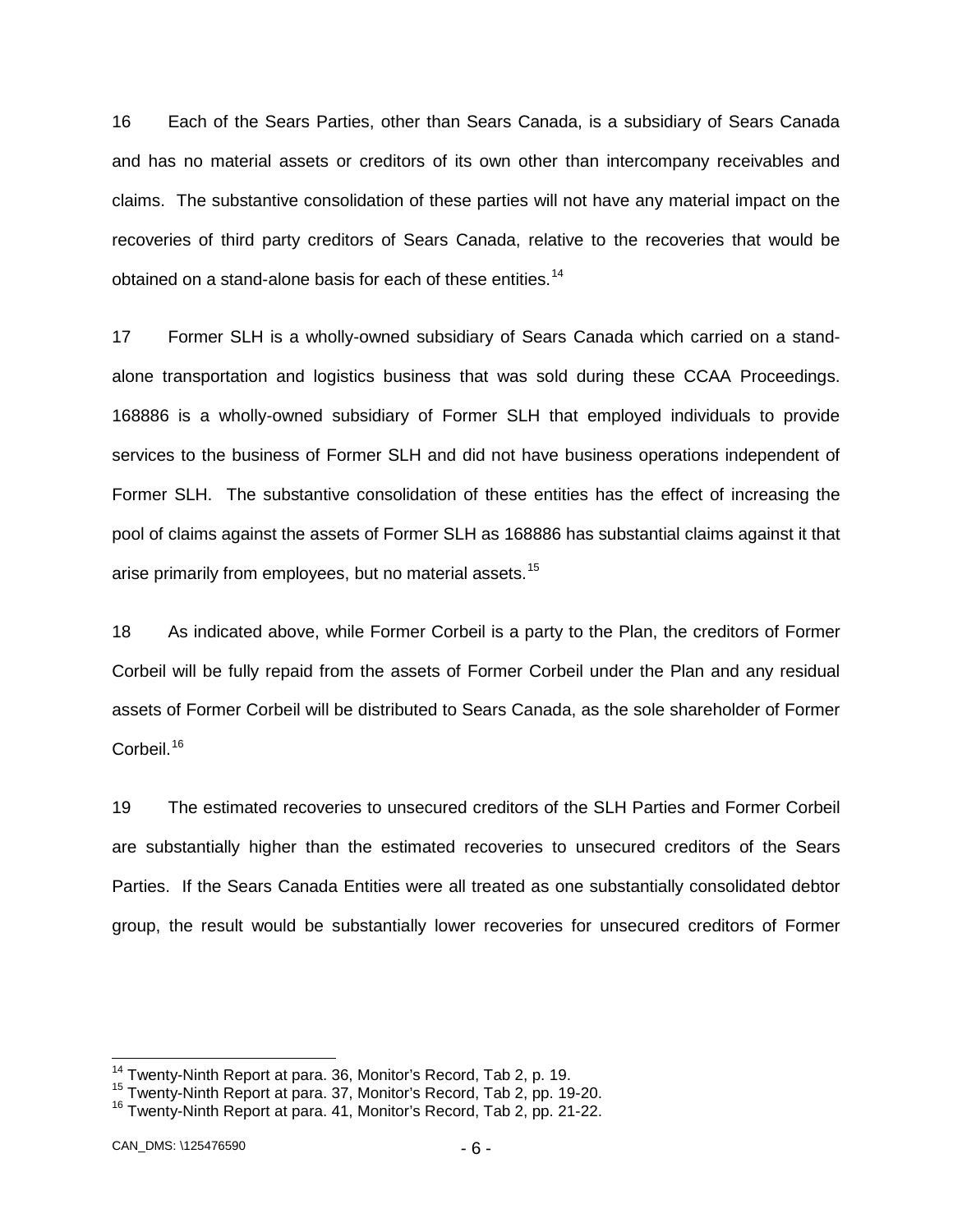16 Each of the Sears Parties, other than Sears Canada, is a subsidiary of Sears Canada and has no material assets or creditors of its own other than intercompany receivables and claims. The substantive consolidation of these parties will not have any material impact on the recoveries of third party creditors of Sears Canada, relative to the recoveries that would be obtained on a stand-alone basis for each of these entities.[14]

17 Former SLH is a wholly-owned subsidiary of Sears Canada which carried on a stand-alone transportation and logistics business that was sold during these CCAA Proceedings. 168886 is a wholly-owned subsidiary of Former SLH that employed individuals to provide services to the business of Former SLH and did not have business operations independent of Former SLH. The substantive consolidation of these entities has the effect of increasing the pool of claims against the assets of Former SLH as 168886 has substantial claims against it that arise primarily from employees, but no material assets.[15]

18 As indicated above, while Former Corbeil is a party to the Plan, the creditors of Former Corbeil will be fully repaid from the assets of Former Corbeil under the Plan and any residual assets of Former Corbeil will be distributed to Sears Canada, as the sole shareholder of Former Corbeil.[16]

19 The estimated recoveries to unsecured creditors of the SLH Parties and Former Corbeil are substantially higher than the estimated recoveries to unsecured creditors of the Sears Parties. If the Sears Canada Entities were all treated as one substantially consolidated debtor group, the result would be substantially lower recoveries for unsecured creditors of Former

---

[14] Twenty-Ninth Report at para. 36, Monitor's Record, Tab 2, p. 19.

[15] Twenty-Ninth Report at para. 37, Monitor's Record, Tab 2, pp. 19-20.

[16] Twenty-Ninth Report at para. 41, Monitor's Record, Tab 2, pp. 21-22.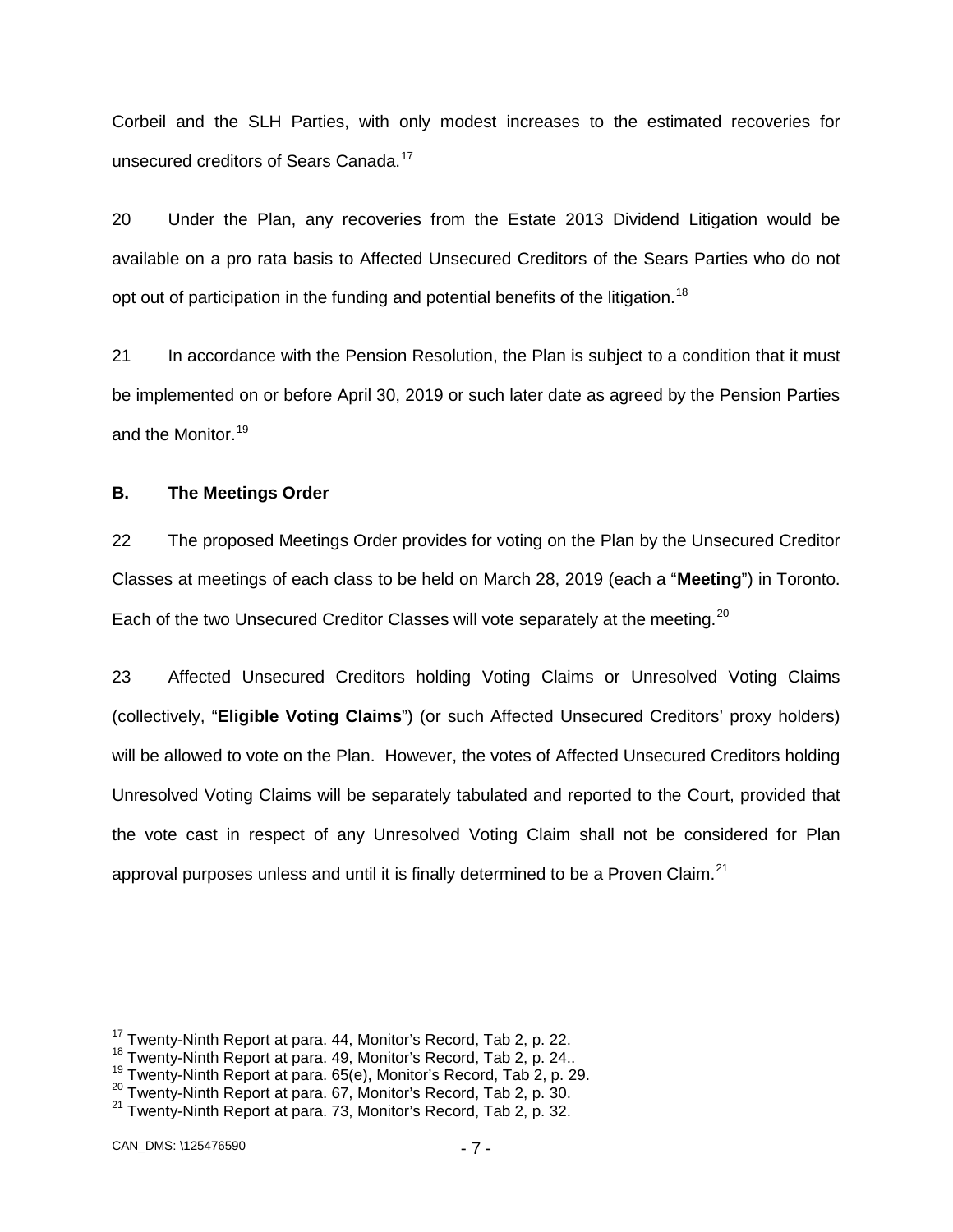Corbeil and the SLH Parties, with only modest increases to the estimated recoveries for unsecured creditors of Sears Canada.[17]

20 Under the Plan, any recoveries from the Estate 2013 Dividend Litigation would be available on a pro rata basis to Affected Unsecured Creditors of the Sears Parties who do not opt out of participation in the funding and potential benefits of the litigation.[18]

21 In accordance with the Pension Resolution, the Plan is subject to a condition that it must be implemented on or before April 30, 2019 or such later date as agreed by the Pension Parties and the Monitor.[19]

### B. The Meetings Order

22 The proposed Meetings Order provides for voting on the Plan by the Unsecured Creditor Classes at meetings of each class to be held on March 28, 2019 (each a "**Meeting**") in Toronto. Each of the two Unsecured Creditor Classes will vote separately at the meeting.[20]

23 Affected Unsecured Creditors holding Voting Claims or Unresolved Voting Claims (collectively, "**Eligible Voting Claims**") (or such Affected Unsecured Creditors' proxy holders) will be allowed to vote on the Plan. However, the votes of Affected Unsecured Creditors holding Unresolved Voting Claims will be separately tabulated and reported to the Court, provided that the vote cast in respect of any Unresolved Voting Claim shall not be considered for Plan approval purposes unless and until it is finally determined to be a Proven Claim.[21]

---

[17] Twenty-Ninth Report at para. 44, Monitor's Record, Tab 2, p. 22.
[18] Twenty-Ninth Report at para. 49, Monitor's Record, Tab 2, p. 24..
[19] Twenty-Ninth Report at para. 65(e), Monitor's Record, Tab 2, p. 29.
[20] Twenty-Ninth Report at para. 67, Monitor's Record, Tab 2, p. 30.
[21] Twenty-Ninth Report at para. 73, Monitor's Record, Tab 2, p. 32.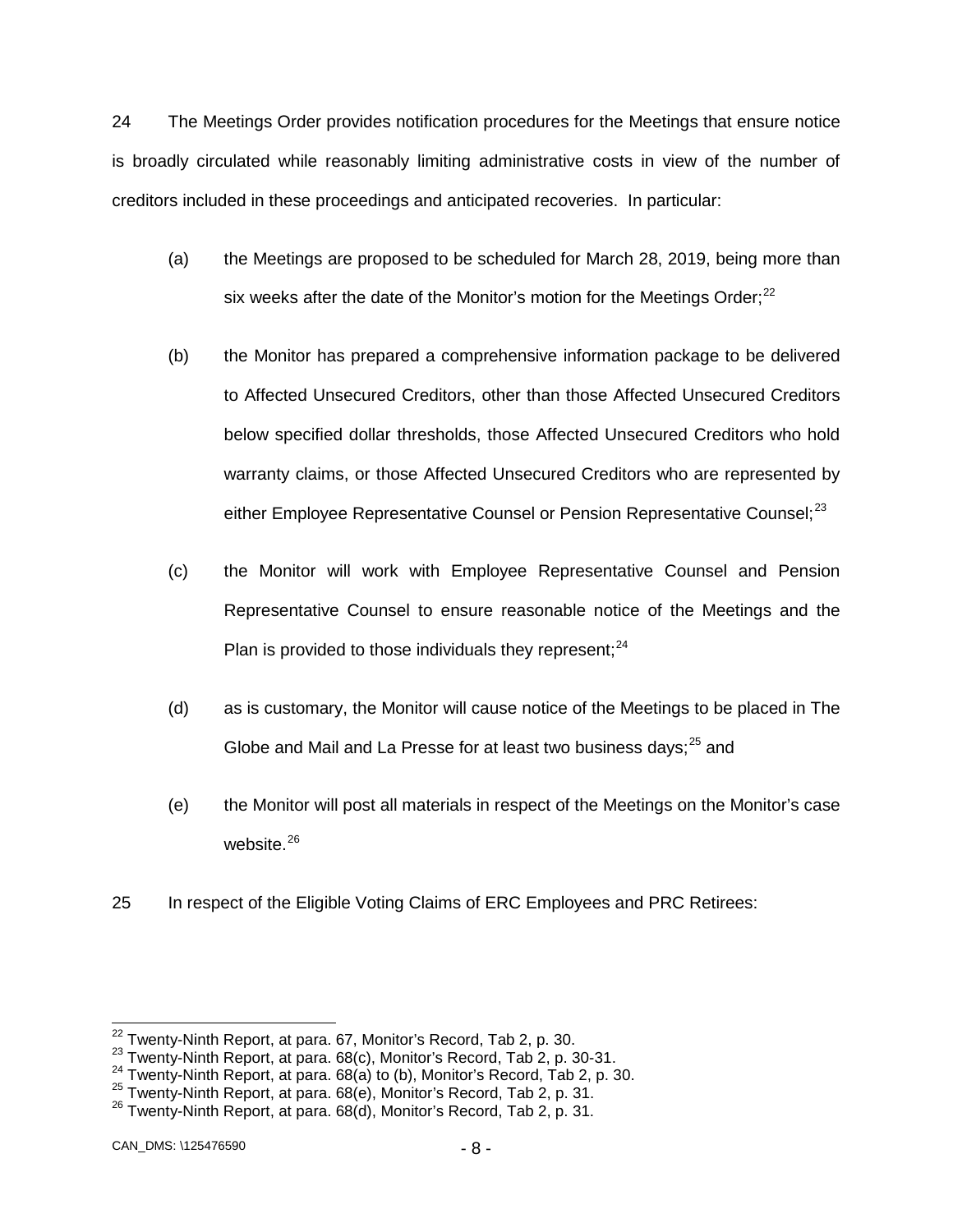24 The Meetings Order provides notification procedures for the Meetings that ensure notice is broadly circulated while reasonably limiting administrative costs in view of the number of creditors included in these proceedings and anticipated recoveries. In particular:

(a) the Meetings are proposed to be scheduled for March 28, 2019, being more than six weeks after the date of the Monitor's motion for the Meetings Order;[22]

(b) the Monitor has prepared a comprehensive information package to be delivered to Affected Unsecured Creditors, other than those Affected Unsecured Creditors below specified dollar thresholds, those Affected Unsecured Creditors who hold warranty claims, or those Affected Unsecured Creditors who are represented by either Employee Representative Counsel or Pension Representative Counsel;[23]

(c) the Monitor will work with Employee Representative Counsel and Pension Representative Counsel to ensure reasonable notice of the Meetings and the Plan is provided to those individuals they represent;[24]

(d) as is customary, the Monitor will cause notice of the Meetings to be placed in The Globe and Mail and La Presse for at least two business days;[25] and

(e) the Monitor will post all materials in respect of the Meetings on the Monitor's case website.[26]

25 In respect of the Eligible Voting Claims of ERC Employees and PRC Retirees:

---

[22] Twenty-Ninth Report, at para. 67, Monitor's Record, Tab 2, p. 30.
[23] Twenty-Ninth Report, at para. 68(c), Monitor's Record, Tab 2, p. 30-31.
[24] Twenty-Ninth Report, at para. 68(a) to (b), Monitor's Record, Tab 2, p. 30.
[25] Twenty-Ninth Report, at para. 68(e), Monitor's Record, Tab 2, p. 31.
[26] Twenty-Ninth Report, at para. 68(d), Monitor's Record, Tab 2, p. 31.

CAN_DMS: \125476590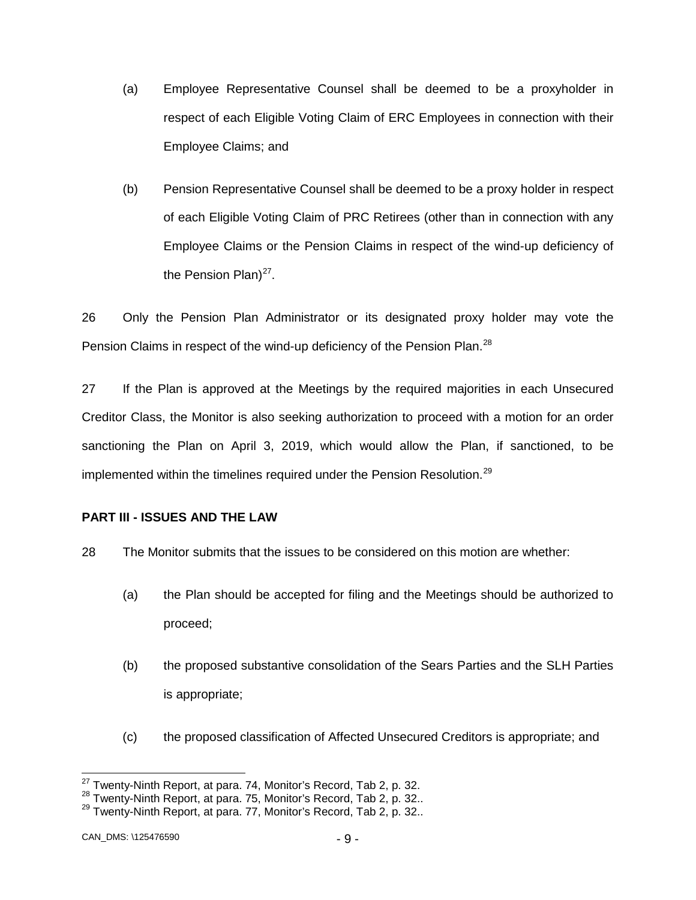(a) Employee Representative Counsel shall be deemed to be a proxyholder in respect of each Eligible Voting Claim of ERC Employees in connection with their Employee Claims; and

(b) Pension Representative Counsel shall be deemed to be a proxy holder in respect of each Eligible Voting Claim of PRC Retirees (other than in connection with any Employee Claims or the Pension Claims in respect of the wind-up deficiency of the Pension Plan)[27].

26 Only the Pension Plan Administrator or its designated proxy holder may vote the Pension Claims in respect of the wind-up deficiency of the Pension Plan.[28]

27 If the Plan is approved at the Meetings by the required majorities in each Unsecured Creditor Class, the Monitor is also seeking authorization to proceed with a motion for an order sanctioning the Plan on April 3, 2019, which would allow the Plan, if sanctioned, to be implemented within the timelines required under the Pension Resolution.[29]

## PART III - ISSUES AND THE LAW

28 The Monitor submits that the issues to be considered on this motion are whether:

(a) the Plan should be accepted for filing and the Meetings should be authorized to proceed;

(b) the proposed substantive consolidation of the Sears Parties and the SLH Parties is appropriate;

(c) the proposed classification of Affected Unsecured Creditors is appropriate; and

---

[27] Twenty-Ninth Report, at para. 74, Monitor's Record, Tab 2, p. 32.

[28] Twenty-Ninth Report, at para. 75, Monitor's Record, Tab 2, p. 32..

[29] Twenty-Ninth Report, at para. 77, Monitor's Record, Tab 2, p. 32..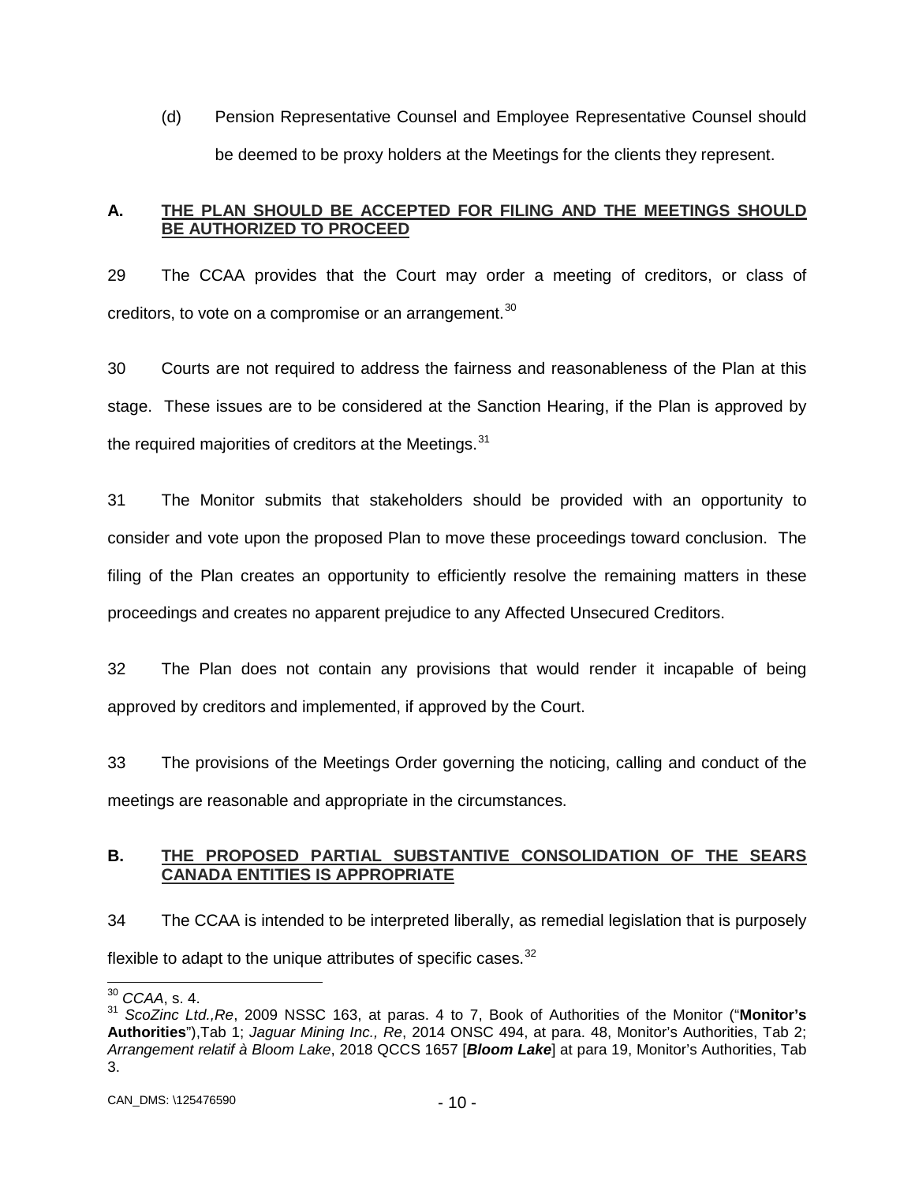(d) Pension Representative Counsel and Employee Representative Counsel should be deemed to be proxy holders at the Meetings for the clients they represent.

## A. THE PLAN SHOULD BE ACCEPTED FOR FILING AND THE MEETINGS SHOULD BE AUTHORIZED TO PROCEED

29 The CCAA provides that the Court may order a meeting of creditors, or class of creditors, to vote on a compromise or an arrangement.[30]

30 Courts are not required to address the fairness and reasonableness of the Plan at this stage. These issues are to be considered at the Sanction Hearing, if the Plan is approved by the required majorities of creditors at the Meetings.[31]

31 The Monitor submits that stakeholders should be provided with an opportunity to consider and vote upon the proposed Plan to move these proceedings toward conclusion. The filing of the Plan creates an opportunity to efficiently resolve the remaining matters in these proceedings and creates no apparent prejudice to any Affected Unsecured Creditors.

32 The Plan does not contain any provisions that would render it incapable of being approved by creditors and implemented, if approved by the Court.

33 The provisions of the Meetings Order governing the noticing, calling and conduct of the meetings are reasonable and appropriate in the circumstances.

## B. THE PROPOSED PARTIAL SUBSTANTIVE CONSOLIDATION OF THE SEARS CANADA ENTITIES IS APPROPRIATE

34 The CCAA is intended to be interpreted liberally, as remedial legislation that is purposely flexible to adapt to the unique attributes of specific cases.[32]

---

[30] *CCAA*, s. 4.

[31] *ScoZinc Ltd.,Re*, 2009 NSSC 163, at paras. 4 to 7, Book of Authorities of the Monitor ("**Monitor's Authorities**"),Tab 1; *Jaguar Mining Inc., Re*, 2014 ONSC 494, at para. 48, Monitor's Authorities, Tab 2; *Arrangement relatif à Bloom Lake*, 2018 QCCS 1657 [***Bloom Lake***] at para 19, Monitor's Authorities, Tab 3.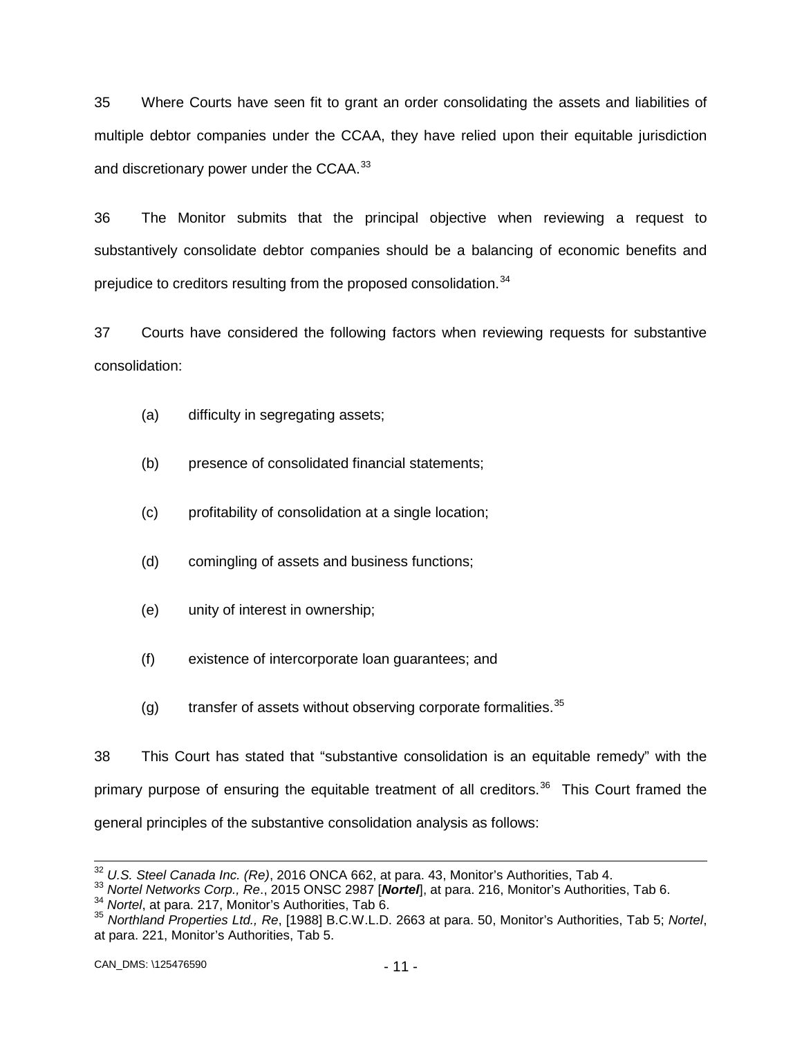35 Where Courts have seen fit to grant an order consolidating the assets and liabilities of multiple debtor companies under the CCAA, they have relied upon their equitable jurisdiction and discretionary power under the CCAA.[33]

36 The Monitor submits that the principal objective when reviewing a request to substantively consolidate debtor companies should be a balancing of economic benefits and prejudice to creditors resulting from the proposed consolidation.[34]

37 Courts have considered the following factors when reviewing requests for substantive consolidation:

(a) difficulty in segregating assets;

(b) presence of consolidated financial statements;

(c) profitability of consolidation at a single location;

(d) comingling of assets and business functions;

(e) unity of interest in ownership;

(f) existence of intercorporate loan guarantees; and

(g) transfer of assets without observing corporate formalities.[35]

38 This Court has stated that "substantive consolidation is an equitable remedy" with the primary purpose of ensuring the equitable treatment of all creditors.[36] This Court framed the general principles of the substantive consolidation analysis as follows:

---

[32] *U.S. Steel Canada Inc. (Re)*, 2016 ONCA 662, at para. 43, Monitor's Authorities, Tab 4.

[33] *Nortel Networks Corp., Re*., 2015 ONSC 2987 [***Nortel***], at para. 216, Monitor's Authorities, Tab 6.

[34] *Nortel*, at para. 217, Monitor's Authorities, Tab 6.

[35] *Northland Properties Ltd., Re*, [1988] B.C.W.L.D. 2663 at para. 50, Monitor's Authorities, Tab 5; *Nortel*, at para. 221, Monitor's Authorities, Tab 5.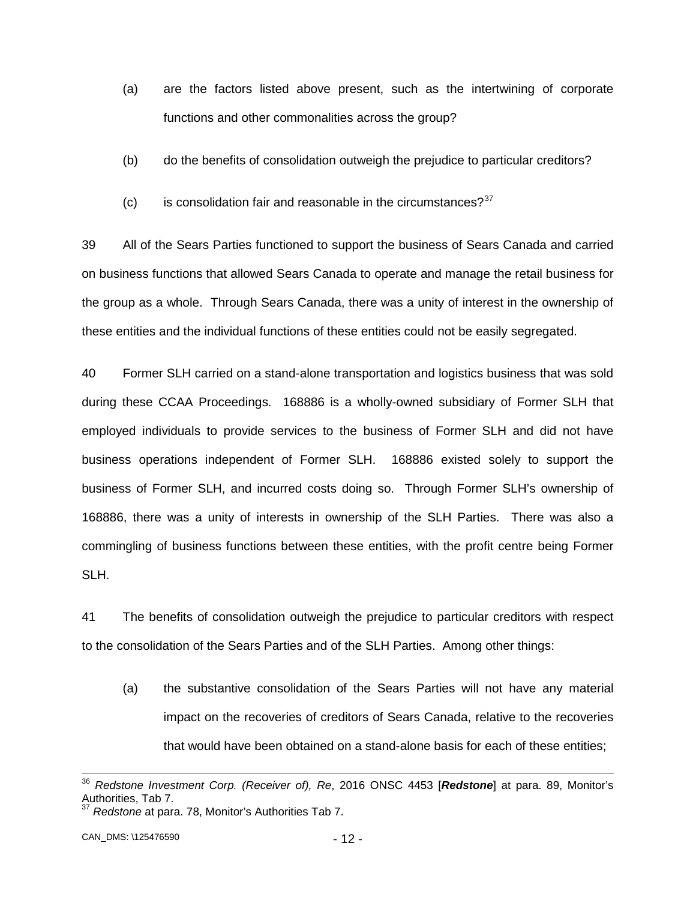(a) are the factors listed above present, such as the intertwining of corporate functions and other commonalities across the group?

(b) do the benefits of consolidation outweigh the prejudice to particular creditors?

(c) is consolidation fair and reasonable in the circumstances?[37]

39 All of the Sears Parties functioned to support the business of Sears Canada and carried on business functions that allowed Sears Canada to operate and manage the retail business for the group as a whole. Through Sears Canada, there was a unity of interest in the ownership of these entities and the individual functions of these entities could not be easily segregated.

40 Former SLH carried on a stand-alone transportation and logistics business that was sold during these CCAA Proceedings. 168886 is a wholly-owned subsidiary of Former SLH that employed individuals to provide services to the business of Former SLH and did not have business operations independent of Former SLH. 168886 existed solely to support the business of Former SLH, and incurred costs doing so. Through Former SLH's ownership of 168886, there was a unity of interests in ownership of the SLH Parties. There was also a commingling of business functions between these entities, with the profit centre being Former SLH.

41 The benefits of consolidation outweigh the prejudice to particular creditors with respect to the consolidation of the Sears Parties and of the SLH Parties. Among other things:

(a) the substantive consolidation of the Sears Parties will not have any material impact on the recoveries of creditors of Sears Canada, relative to the recoveries that would have been obtained on a stand-alone basis for each of these entities;

---

[36] *Redstone Investment Corp. (Receiver of), Re*, 2016 ONSC 4453 [***Redstone***] at para. 89, Monitor's Authorities, Tab 7.

[37] *Redstone* at para. 78, Monitor's Authorities Tab 7.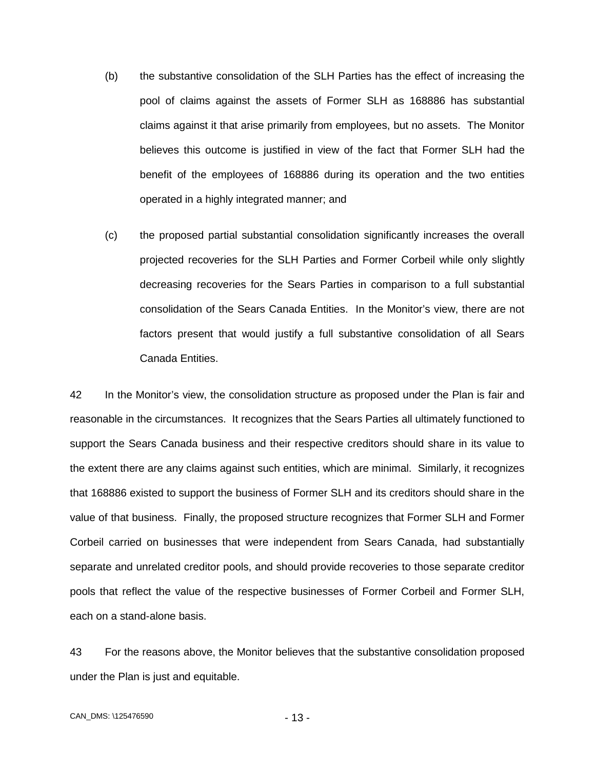(b) the substantive consolidation of the SLH Parties has the effect of increasing the pool of claims against the assets of Former SLH as 168886 has substantial claims against it that arise primarily from employees, but no assets. The Monitor believes this outcome is justified in view of the fact that Former SLH had the benefit of the employees of 168886 during its operation and the two entities operated in a highly integrated manner; and

(c) the proposed partial substantial consolidation significantly increases the overall projected recoveries for the SLH Parties and Former Corbeil while only slightly decreasing recoveries for the Sears Parties in comparison to a full substantial consolidation of the Sears Canada Entities. In the Monitor's view, there are not factors present that would justify a full substantive consolidation of all Sears Canada Entities.

42 In the Monitor's view, the consolidation structure as proposed under the Plan is fair and reasonable in the circumstances. It recognizes that the Sears Parties all ultimately functioned to support the Sears Canada business and their respective creditors should share in its value to the extent there are any claims against such entities, which are minimal. Similarly, it recognizes that 168886 existed to support the business of Former SLH and its creditors should share in the value of that business. Finally, the proposed structure recognizes that Former SLH and Former Corbeil carried on businesses that were independent from Sears Canada, had substantially separate and unrelated creditor pools, and should provide recoveries to those separate creditor pools that reflect the value of the respective businesses of Former Corbeil and Former SLH, each on a stand-alone basis.

43 For the reasons above, the Monitor believes that the substantive consolidation proposed under the Plan is just and equitable.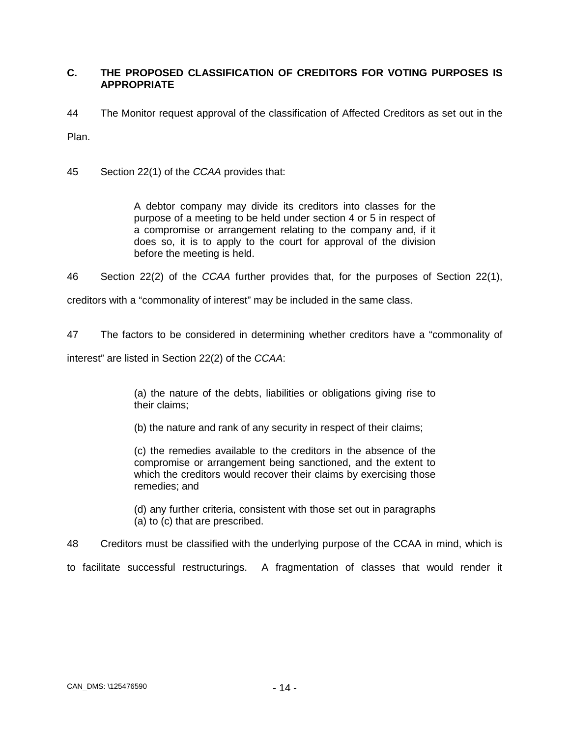## C. THE PROPOSED CLASSIFICATION OF CREDITORS FOR VOTING PURPOSES IS APPROPRIATE

44 The Monitor request approval of the classification of Affected Creditors as set out in the Plan.

45 Section 22(1) of the *CCAA* provides that:

> A debtor company may divide its creditors into classes for the purpose of a meeting to be held under section 4 or 5 in respect of a compromise or arrangement relating to the company and, if it does so, it is to apply to the court for approval of the division before the meeting is held.

46 Section 22(2) of the *CCAA* further provides that, for the purposes of Section 22(1), creditors with a "commonality of interest" may be included in the same class.

47 The factors to be considered in determining whether creditors have a "commonality of interest" are listed in Section 22(2) of the *CCAA*:

> (a) the nature of the debts, liabilities or obligations giving rise to their claims;
>
> (b) the nature and rank of any security in respect of their claims;
>
> (c) the remedies available to the creditors in the absence of the compromise or arrangement being sanctioned, and the extent to which the creditors would recover their claims by exercising those remedies; and
>
> (d) any further criteria, consistent with those set out in paragraphs (a) to (c) that are prescribed.

48 Creditors must be classified with the underlying purpose of the CCAA in mind, which is to facilitate successful restructurings. A fragmentation of classes that would render it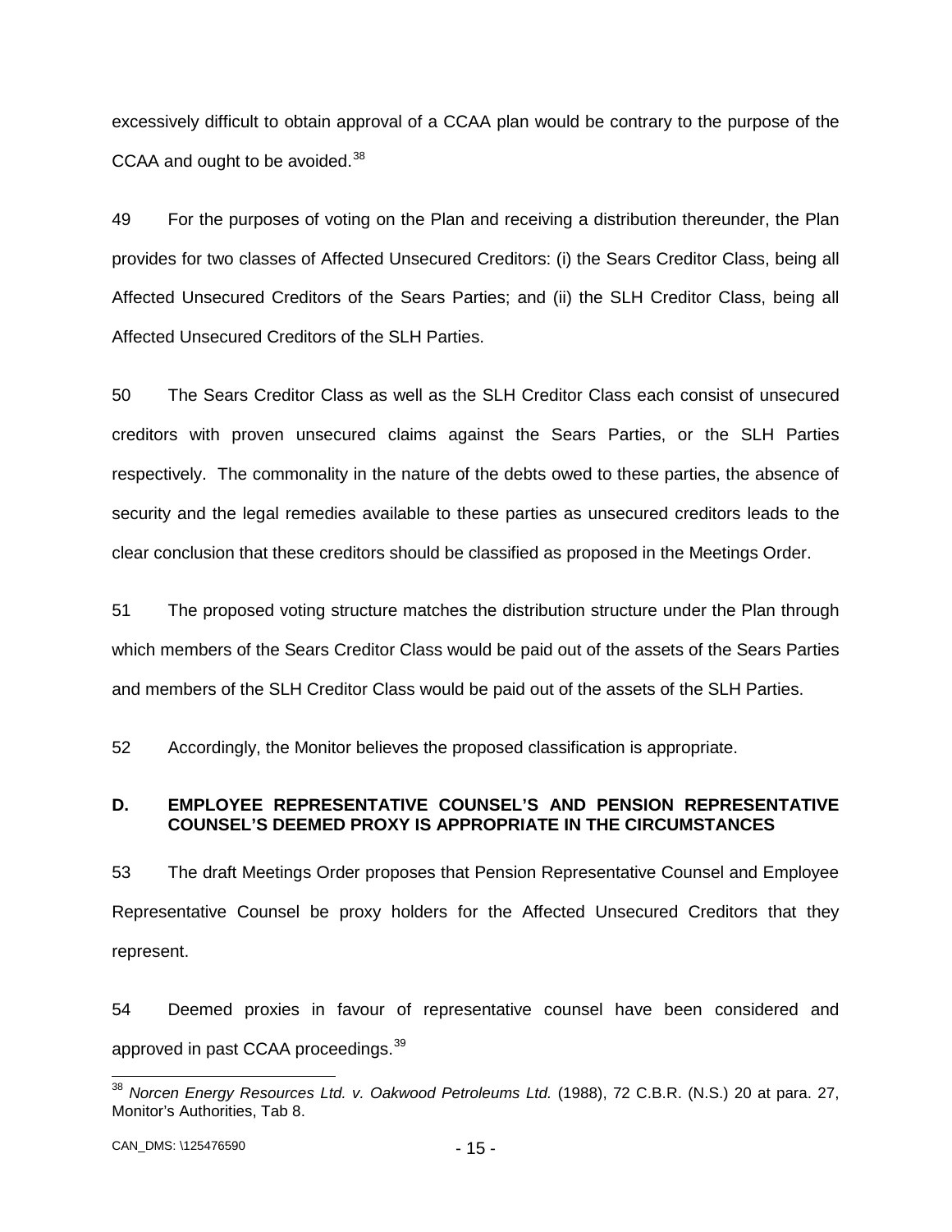excessively difficult to obtain approval of a CCAA plan would be contrary to the purpose of the CCAA and ought to be avoided.[38]

49 For the purposes of voting on the Plan and receiving a distribution thereunder, the Plan provides for two classes of Affected Unsecured Creditors: (i) the Sears Creditor Class, being all Affected Unsecured Creditors of the Sears Parties; and (ii) the SLH Creditor Class, being all Affected Unsecured Creditors of the SLH Parties.

50 The Sears Creditor Class as well as the SLH Creditor Class each consist of unsecured creditors with proven unsecured claims against the Sears Parties, or the SLH Parties respectively. The commonality in the nature of the debts owed to these parties, the absence of security and the legal remedies available to these parties as unsecured creditors leads to the clear conclusion that these creditors should be classified as proposed in the Meetings Order.

51 The proposed voting structure matches the distribution structure under the Plan through which members of the Sears Creditor Class would be paid out of the assets of the Sears Parties and members of the SLH Creditor Class would be paid out of the assets of the SLH Parties.

52 Accordingly, the Monitor believes the proposed classification is appropriate.

## D. EMPLOYEE REPRESENTATIVE COUNSEL'S AND PENSION REPRESENTATIVE COUNSEL'S DEEMED PROXY IS APPROPRIATE IN THE CIRCUMSTANCES

53 The draft Meetings Order proposes that Pension Representative Counsel and Employee Representative Counsel be proxy holders for the Affected Unsecured Creditors that they represent.

54 Deemed proxies in favour of representative counsel have been considered and approved in past CCAA proceedings.[39]

---

[38] *Norcen Energy Resources Ltd. v. Oakwood Petroleums Ltd.* (1988), 72 C.B.R. (N.S.) 20 at para. 27, Monitor's Authorities, Tab 8.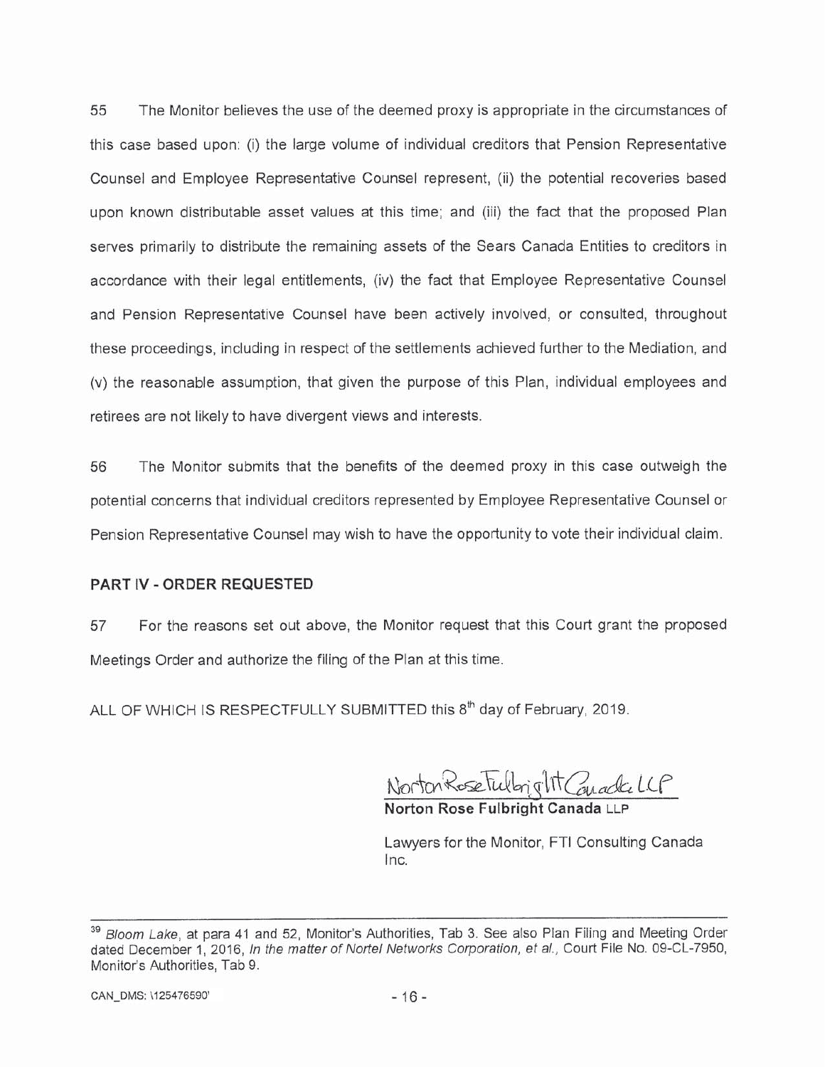55 The Monitor believes the use of the deemed proxy is appropriate in the circumstances of this case based upon: (i) the large volume of individual creditors that Pension Representative Counsel and Employee Representative Counsel represent, (ii) the potential recoveries based upon known distributable asset values at this time; and (iii) the fact that the proposed Plan serves primarily to distribute the remaining assets of the Sears Canada Entities to creditors in accordance with their legal entitlements, (iv) the fact that Employee Representative Counsel and Pension Representative Counsel have been actively involved, or consulted, throughout these proceedings, including in respect of the settlements achieved further to the Mediation, and (v) the reasonable assumption, that given the purpose of this Plan, individual employees and retirees are not likely to have divergent views and interests.

56 The Monitor submits that the benefits of the deemed proxy in this case outweigh the potential concerns that individual creditors represented by Employee Representative Counsel or Pension Representative Counsel may wish to have the opportunity to vote their individual claim.

## PART IV - ORDER REQUESTED

57 For the reasons set out above, the Monitor request that this Court grant the proposed Meetings Order and authorize the filing of the Plan at this time.

ALL OF WHICH IS RESPECTFULLY SUBMITTED this 8th day of February, 2019.

Norton Rose Fulbright Canada LLP

**Norton Rose Fulbright Canada LLP**

Lawyers for the Monitor, FTI Consulting Canada Inc.

---

[39] *Bloom Lake*, at para 41 and 52, Monitor's Authorities, Tab 3. See also Plan Filing and Meeting Order dated December 1, 2016, *In the matter of Nortel Networks Corporation, et al.*, Court File No. 09-CL-7950, Monitor's Authorities, Tab 9.

CAN_DMS: \125476590'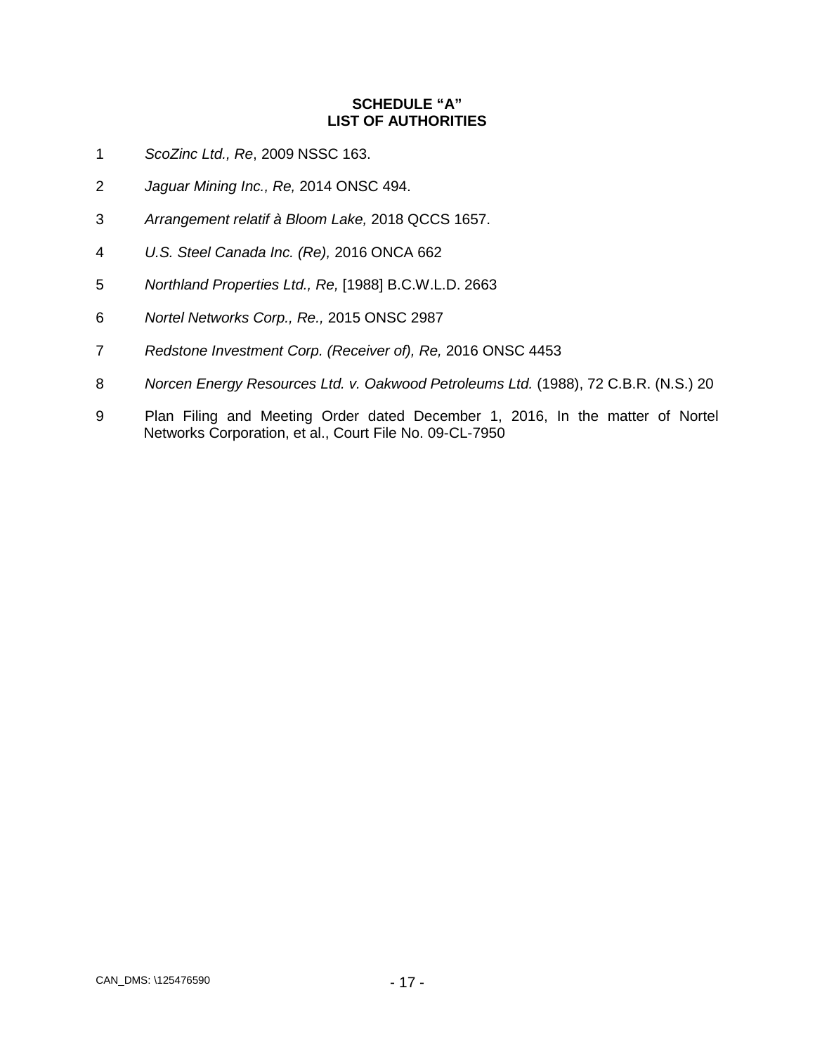**SCHEDULE "A"**
**LIST OF AUTHORITIES**

1. *ScoZinc Ltd., Re*, 2009 NSSC 163.
2. *Jaguar Mining Inc., Re,* 2014 ONSC 494.
3. *Arrangement relatif à Bloom Lake,* 2018 QCCS 1657.
4. *U.S. Steel Canada Inc. (Re),* 2016 ONCA 662
5. *Northland Properties Ltd., Re,* [1988] B.C.W.L.D. 2663
6. *Nortel Networks Corp., Re.,* 2015 ONSC 2987
7. *Redstone Investment Corp. (Receiver of), Re,* 2016 ONSC 4453
8. *Norcen Energy Resources Ltd. v. Oakwood Petroleums Ltd.* (1988), 72 C.B.R. (N.S.) 20
9. Plan Filing and Meeting Order dated December 1, 2016, In the matter of Nortel Networks Corporation, et al., Court File No. 09-CL-7950

CAN_DMS: \125476590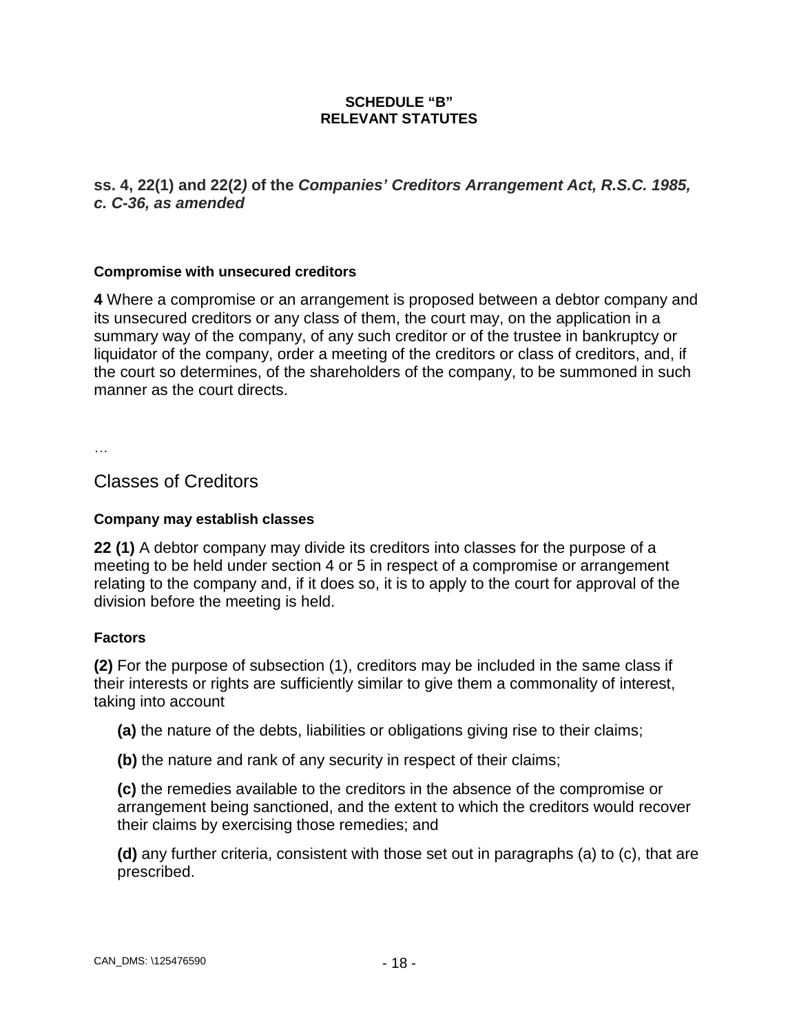**SCHEDULE "B"**
**RELEVANT STATUTES**

## ss. 4, 22(1) and 22(2) of the *Companies' Creditors Arrangement Act, R.S.C. 1985, c. C-36, as amended*

#### Compromise with unsecured creditors

**4** Where a compromise or an arrangement is proposed between a debtor company and its unsecured creditors or any class of them, the court may, on the application in a summary way of the company, of any such creditor or of the trustee in bankruptcy or liquidator of the company, order a meeting of the creditors or class of creditors, and, if the court so determines, of the shareholders of the company, to be summoned in such manner as the court directs.

…

### Classes of Creditors

#### Company may establish classes

**22 (1)** A debtor company may divide its creditors into classes for the purpose of a meeting to be held under section 4 or 5 in respect of a compromise or arrangement relating to the company and, if it does so, it is to apply to the court for approval of the division before the meeting is held.

#### Factors

**(2)** For the purpose of subsection (1), creditors may be included in the same class if their interests or rights are sufficiently similar to give them a commonality of interest, taking into account

- **(a)** the nature of the debts, liabilities or obligations giving rise to their claims;
- **(b)** the nature and rank of any security in respect of their claims;
- **(c)** the remedies available to the creditors in the absence of the compromise or arrangement being sanctioned, and the extent to which the creditors would recover their claims by exercising those remedies; and
- **(d)** any further criteria, consistent with those set out in paragraphs (a) to (c), that are prescribed.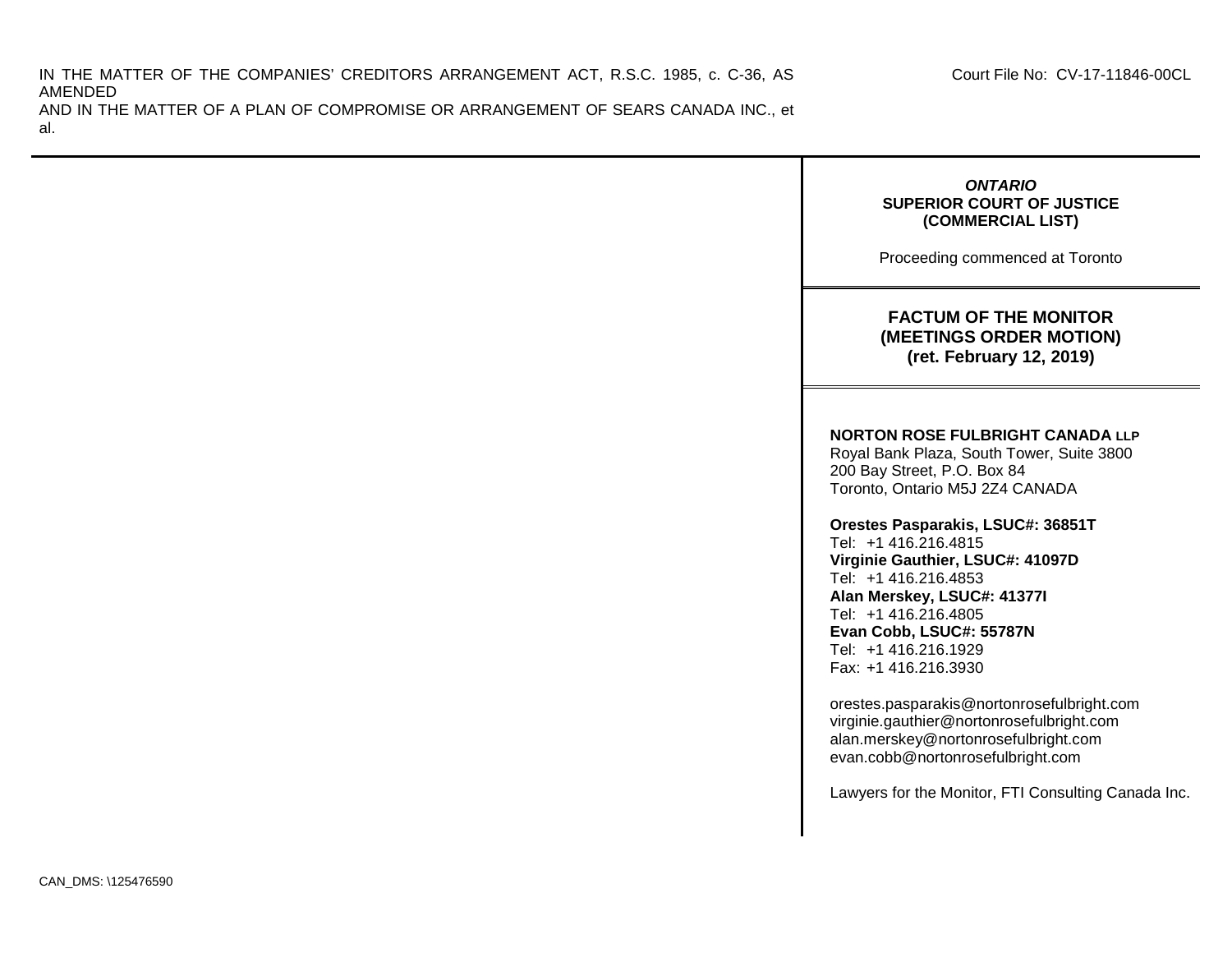IN THE MATTER OF THE COMPANIES' CREDITORS ARRANGEMENT ACT, R.S.C. 1985, c. C-36, AS AMENDED
AND IN THE MATTER OF A PLAN OF COMPROMISE OR ARRANGEMENT OF SEARS CANADA INC., et al.

Court File No: CV-17-11846-00CL

***ONTARIO***
**SUPERIOR COURT OF JUSTICE**
**(COMMERCIAL LIST)**

Proceeding commenced at Toronto

**FACTUM OF THE MONITOR**
**(MEETINGS ORDER MOTION)**
**(ret. February 12, 2019)**

**NORTON ROSE FULBRIGHT CANADA LLP**
Royal Bank Plaza, South Tower, Suite 3800
200 Bay Street, P.O. Box 84
Toronto, Ontario M5J 2Z4 CANADA

**Orestes Pasparakis, LSUC#: 36851T**
Tel: +1 416.216.4815
**Virginie Gauthier, LSUC#: 41097D**
Tel: +1 416.216.4853
**Alan Merskey, LSUC#: 41377I**
Tel: +1 416.216.4805
**Evan Cobb, LSUC#: 55787N**
Tel: +1 416.216.1929
Fax: +1 416.216.3930

orestes.pasparakis@nortonrosefulbright.com
virginie.gauthier@nortonrosefulbright.com
alan.merskey@nortonrosefulbright.com
evan.cobb@nortonrosefulbright.com

Lawyers for the Monitor, FTI Consulting Canada Inc.

CAN_DMS: \125476590